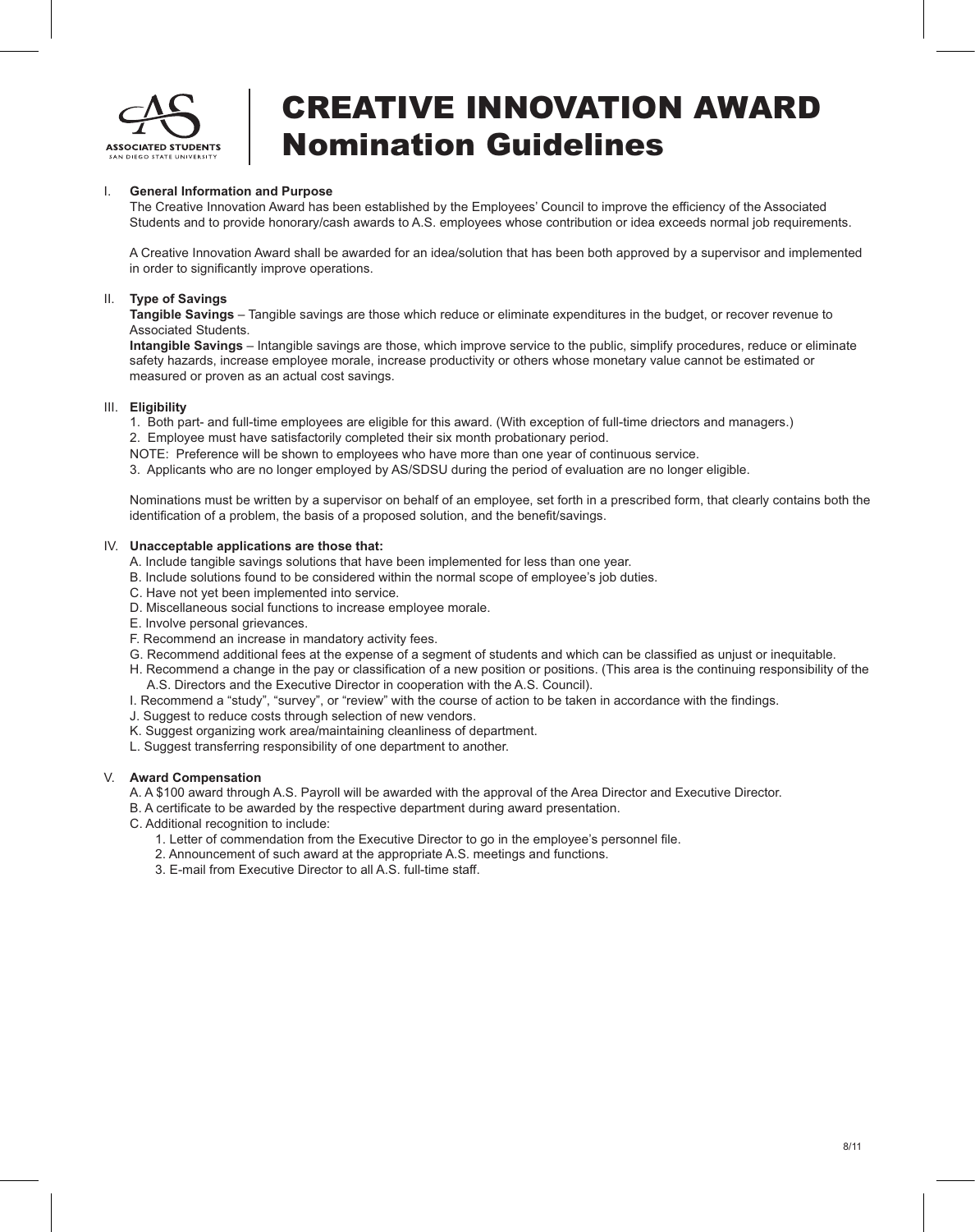ASSOCIATED STUDENTS
SAN DIEGO STATE UNIVERSITY

# CREATIVE INNOVATION AWARD Nomination Guidelines

## I. General Information and Purpose

The Creative Innovation Award has been established by the Employees' Council to improve the efficiency of the Associated Students and to provide honorary/cash awards to A.S. employees whose contribution or idea exceeds normal job requirements.

A Creative Innovation Award shall be awarded for an idea/solution that has been both approved by a supervisor and implemented in order to significantly improve operations.

## II. Type of Savings

**Tangible Savings** – Tangible savings are those which reduce or eliminate expenditures in the budget, or recover revenue to Associated Students.

**Intangible Savings** – Intangible savings are those, which improve service to the public, simplify procedures, reduce or eliminate safety hazards, increase employee morale, increase productivity or others whose monetary value cannot be estimated or measured or proven as an actual cost savings.

## III. Eligibility

1. Both part- and full-time employees are eligible for this award. (With exception of full-time driectors and managers.)
2. Employee must have satisfactorily completed their six month probationary period.

NOTE: Preference will be shown to employees who have more than one year of continuous service.

3. Applicants who are no longer employed by AS/SDSU during the period of evaluation are no longer eligible.

Nominations must be written by a supervisor on behalf of an employee, set forth in a prescribed form, that clearly contains both the identification of a problem, the basis of a proposed solution, and the benefit/savings.

## IV. Unacceptable applications are those that:

A. Include tangible savings solutions that have been implemented for less than one year.
B. Include solutions found to be considered within the normal scope of employee's job duties.
C. Have not yet been implemented into service.
D. Miscellaneous social functions to increase employee morale.
E. Involve personal grievances.
F. Recommend an increase in mandatory activity fees.
G. Recommend additional fees at the expense of a segment of students and which can be classified as unjust or inequitable.
H. Recommend a change in the pay or classification of a new position or positions. (This area is the continuing responsibility of the A.S. Directors and the Executive Director in cooperation with the A.S. Council).
I. Recommend a "study", "survey", or "review" with the course of action to be taken in accordance with the findings.
J. Suggest to reduce costs through selection of new vendors.
K. Suggest organizing work area/maintaining cleanliness of department.
L. Suggest transferring responsibility of one department to another.

## V. Award Compensation

A. A $100 award through A.S. Payroll will be awarded with the approval of the Area Director and Executive Director.
B. A certificate to be awarded by the respective department during award presentation.
C. Additional recognition to include:
   1. Letter of commendation from the Executive Director to go in the employee's personnel file.
   2. Announcement of such award at the appropriate A.S. meetings and functions.
   3. E-mail from Executive Director to all A.S. full-time staff.

8/11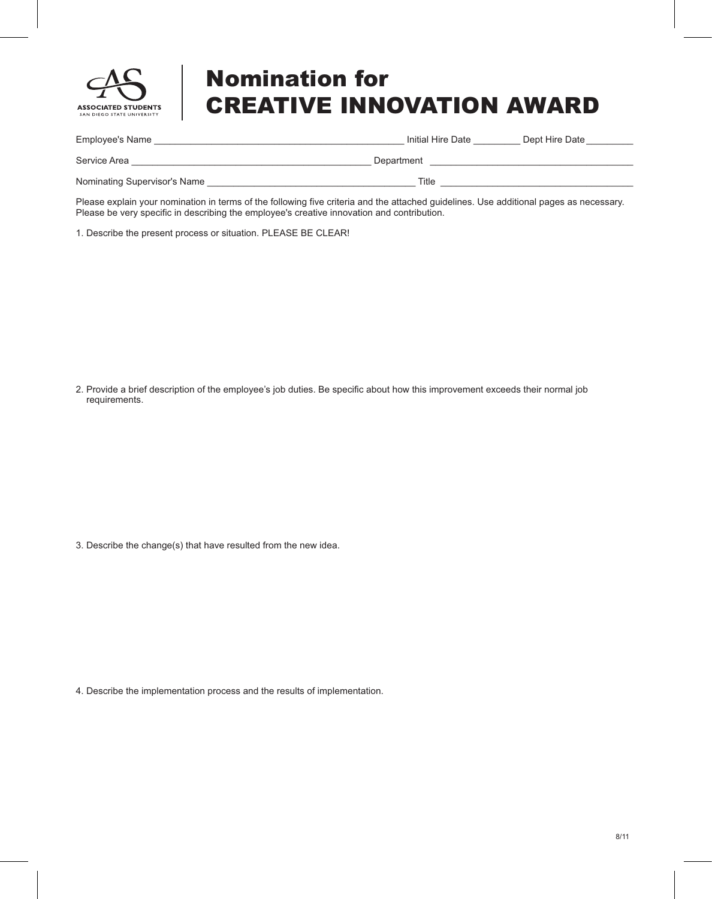ASSOCIATED STUDENTS
SAN DIEGO STATE UNIVERSITY

# Nomination for CREATIVE INNOVATION AWARD

Employee's Name ________________________________________________ Initial Hire Date _________ Dept Hire Date _________

Service Area ______________________________________________ Department ______________________________________

Nominating Supervisor's Name ________________________________________ Title ____________________________________

Please explain your nomination in terms of the following five criteria and the attached guidelines. Use additional pages as necessary. Please be very specific in describing the employee's creative innovation and contribution.

1. Describe the present process or situation. PLEASE BE CLEAR!

2. Provide a brief description of the employee's job duties. Be specific about how this improvement exceeds their normal job requirements.

3. Describe the change(s) that have resulted from the new idea.

4. Describe the implementation process and the results of implementation.

8/11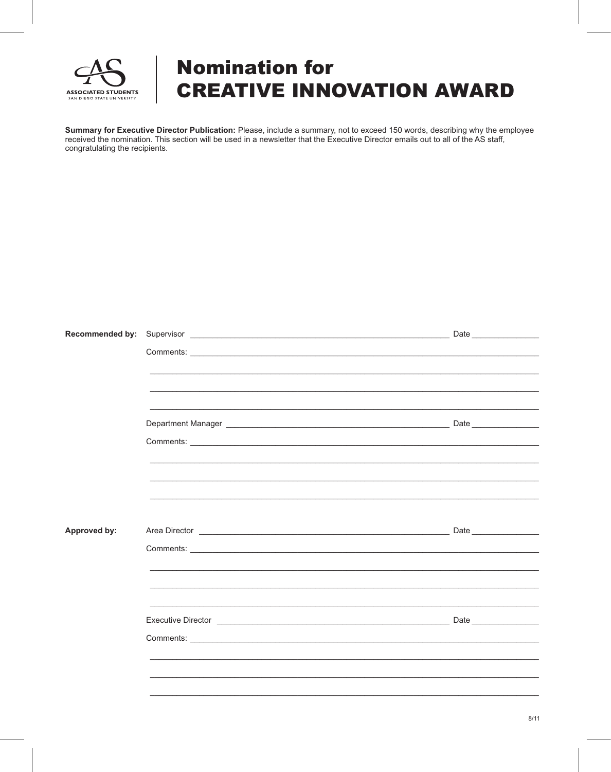ASSOCIATED STUDENTS
SAN DIEGO STATE UNIVERSITY

# Nomination for CREATIVE INNOVATION AWARD

**Summary for Executive Director Publication:** Please, include a summary, not to exceed 150 words, describing why the employee received the nomination. This section will be used in a newsletter that the Executive Director emails out to all of the AS staff, congratulating the recipients.

**Recommended by:** Supervisor ______________________________ Date ____________

Comments: ______________________________________________

______________________________________________

______________________________________________

______________________________________________

Department Manager ______________________________ Date ____________

Comments: ______________________________________________

______________________________________________

______________________________________________

______________________________________________

**Approved by:** Area Director ______________________________ Date ____________

Comments: ______________________________________________

______________________________________________

______________________________________________

______________________________________________

Executive Director ______________________________ Date ____________

Comments: ______________________________________________

______________________________________________

______________________________________________

______________________________________________

8/11